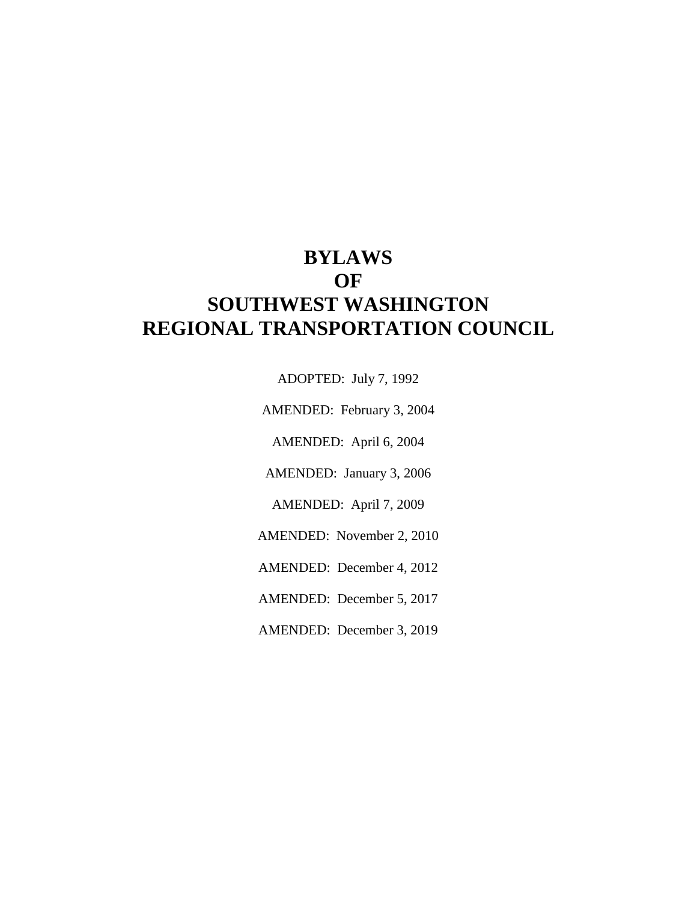# BYLAWS
# OF
# SOUTHWEST WASHINGTON
# REGIONAL TRANSPORTATION COUNCIL

ADOPTED: July 7, 1992

AMENDED: February 3, 2004

AMENDED: April 6, 2004

AMENDED: January 3, 2006

AMENDED: April 7, 2009

AMENDED: November 2, 2010

AMENDED: December 4, 2012

AMENDED: December 5, 2017

AMENDED: December 3, 2019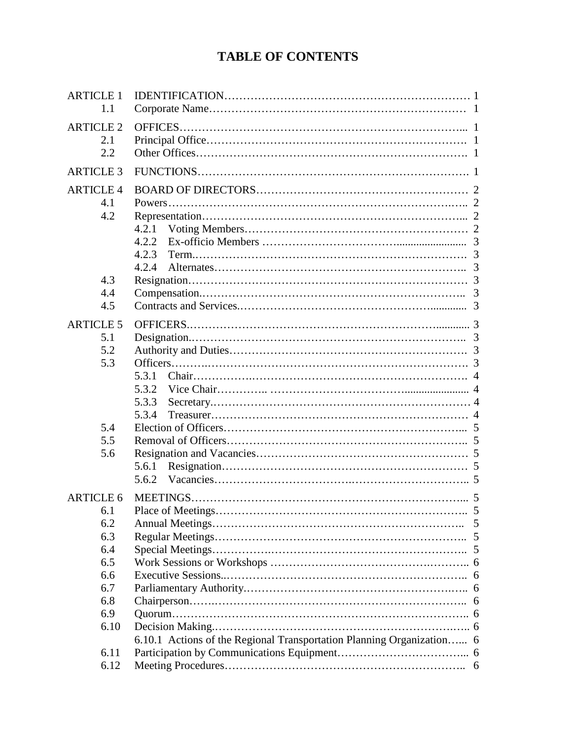# TABLE OF CONTENTS

| | | |
|---|---|---|
| ARTICLE 1 | IDENTIFICATION | 1 |
| 1.1 | Corporate Name | 1 |
| ARTICLE 2 | OFFICES | 1 |
| 2.1 | Principal Office | 1 |
| 2.2 | Other Offices | 1 |
| ARTICLE 3 | FUNCTIONS | 1 |
| ARTICLE 4 | BOARD OF DIRECTORS | 2 |
| 4.1 | Powers | 2 |
| 4.2 | Representation | 2 |
| | 4.2.1 Voting Members | 2 |
| | 4.2.2 Ex-officio Members | 3 |
| | 4.2.3 Term. | 3 |
| | 4.2.4 Alternates | 3 |
| 4.3 | Resignation | 3 |
| 4.4 | Compensation. | 3 |
| 4.5 | Contracts and Services. | 3 |
| ARTICLE 5 | OFFICERS. | 3 |
| 5.1 | Designation. | 3 |
| 5.2 | Authority and Duties | 3 |
| 5.3 | Officers | 3 |
| | 5.3.1 Chair | 4 |
| | 5.3.2 Vice Chair | 4 |
| | 5.3.3 Secretary. | 4 |
| | 5.3.4 Treasurer | 4 |
| 5.4 | Election of Officers | 5 |
| 5.5 | Removal of Officers | 5 |
| 5.6 | Resignation and Vacancies | 5 |
| | 5.6.1 Resignation | 5 |
| | 5.6.2 Vacancies | 5 |
| ARTICLE 6 | MEETINGS | 5 |
| 6.1 | Place of Meetings | 5 |
| 6.2 | Annual Meetings | 5 |
| 6.3 | Regular Meetings | 5 |
| 6.4 | Special Meetings | 5 |
| 6.5 | Work Sessions or Workshops | 6 |
| 6.6 | Executive Sessions. | 6 |
| 6.7 | Parliamentary Authority. | 6 |
| 6.8 | Chairperson | 6 |
| 6.9 | Quorum | 6 |
| 6.10 | Decision Making. | 6 |
| | 6.10.1 Actions of the Regional Transportation Planning Organization | 6 |
| 6.11 | Participation by Communications Equipment | 6 |
| 6.12 | Meeting Procedures | 6 |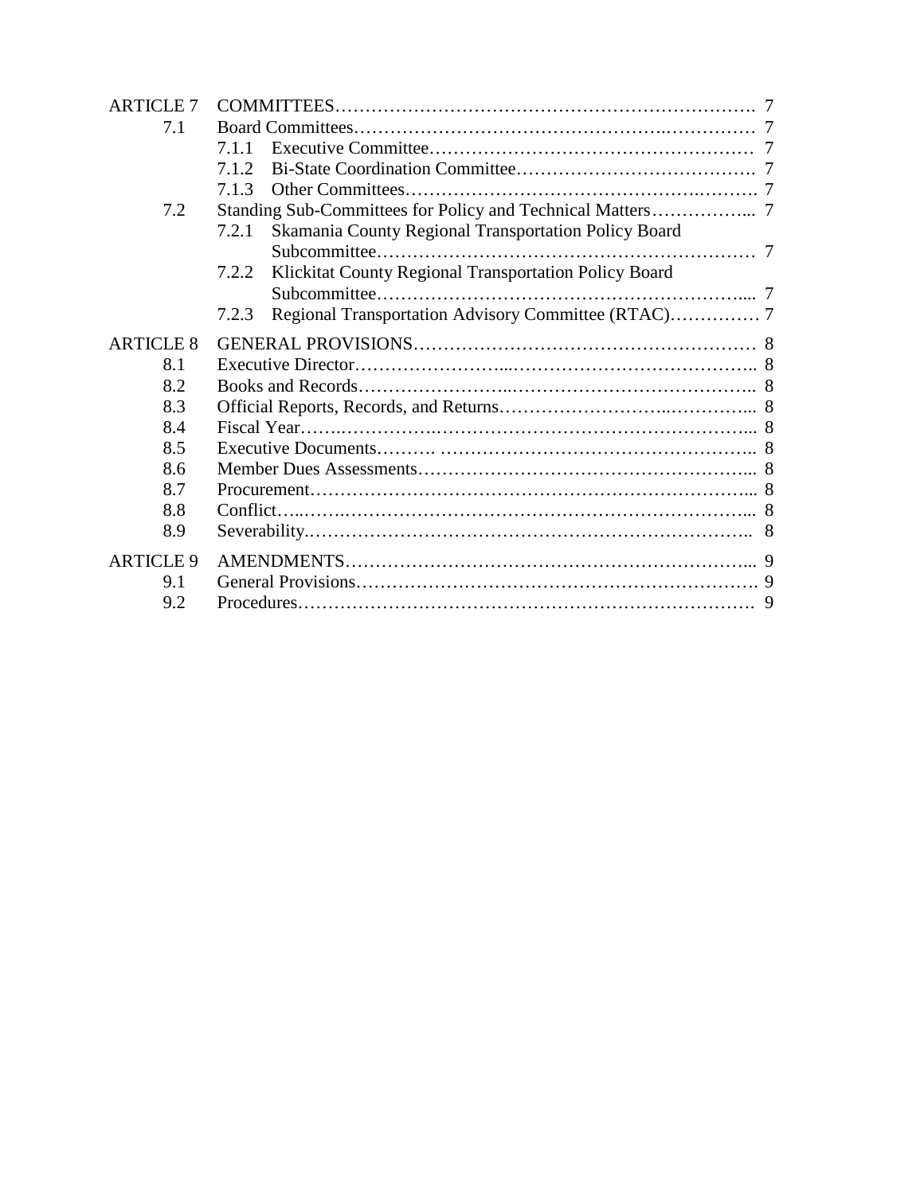| | | |
|---|---|---|
| ARTICLE 7 | COMMITTEES | 7 |
| 7.1 | Board Committees | 7 |
| | 7.1.1 Executive Committee | 7 |
| | 7.1.2 Bi-State Coordination Committee | 7 |
| | 7.1.3 Other Committees | 7 |
| 7.2 | Standing Sub-Committees for Policy and Technical Matters | 7 |
| | 7.2.1 Skamania County Regional Transportation Policy Board Subcommittee | 7 |
| | 7.2.2 Klickitat County Regional Transportation Policy Board Subcommittee | 7 |
| | 7.2.3 Regional Transportation Advisory Committee (RTAC) | 7 |
| ARTICLE 8 | GENERAL PROVISIONS | 8 |
| 8.1 | Executive Director | 8 |
| 8.2 | Books and Records | 8 |
| 8.3 | Official Reports, Records, and Returns | 8 |
| 8.4 | Fiscal Year | 8 |
| 8.5 | Executive Documents | 8 |
| 8.6 | Member Dues Assessments | 8 |
| 8.7 | Procurement | 8 |
| 8.8 | Conflict | 8 |
| 8.9 | Severability | 8 |
| ARTICLE 9 | AMENDMENTS | 9 |
| 9.1 | General Provisions | 9 |
| 9.2 | Procedures | 9 |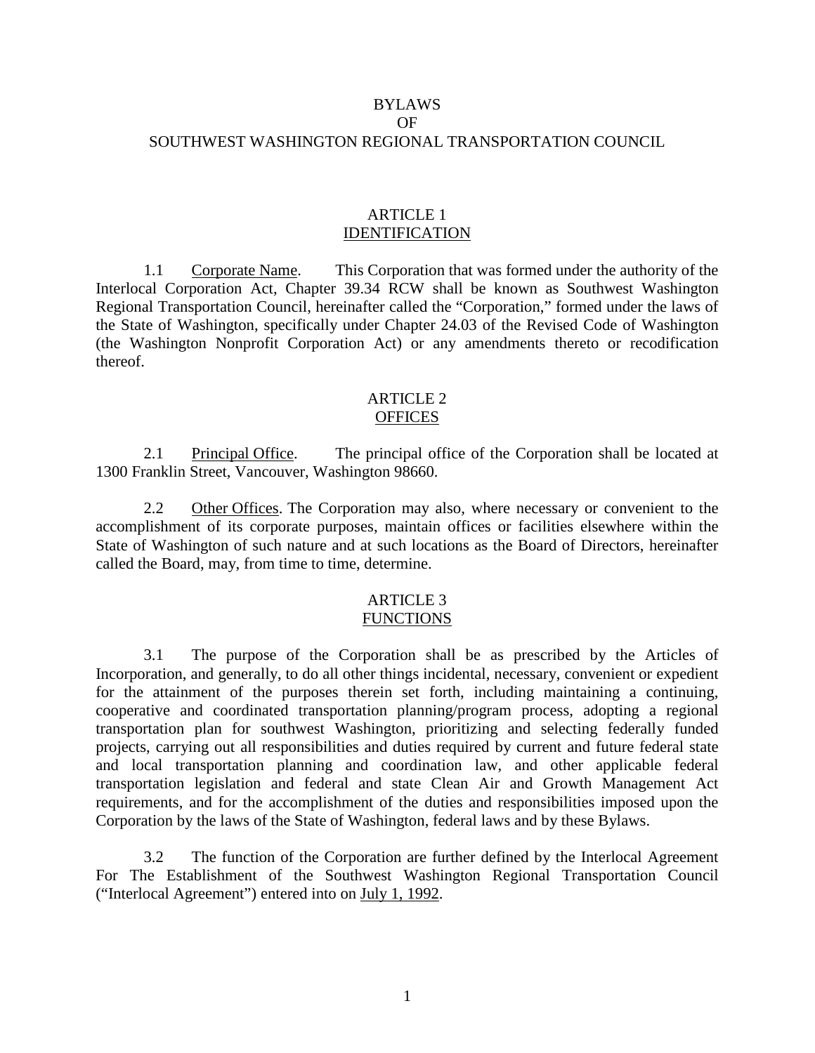# BYLAWS
# OF
# SOUTHWEST WASHINGTON REGIONAL TRANSPORTATION COUNCIL

## ARTICLE 1
## IDENTIFICATION

1.1 Corporate Name. This Corporation that was formed under the authority of the Interlocal Corporation Act, Chapter 39.34 RCW shall be known as Southwest Washington Regional Transportation Council, hereinafter called the "Corporation," formed under the laws of the State of Washington, specifically under Chapter 24.03 of the Revised Code of Washington (the Washington Nonprofit Corporation Act) or any amendments thereto or recodification thereof.

## ARTICLE 2
## OFFICES

2.1 Principal Office. The principal office of the Corporation shall be located at 1300 Franklin Street, Vancouver, Washington 98660.

2.2 Other Offices. The Corporation may also, where necessary or convenient to the accomplishment of its corporate purposes, maintain offices or facilities elsewhere within the State of Washington of such nature and at such locations as the Board of Directors, hereinafter called the Board, may, from time to time, determine.

## ARTICLE 3
## FUNCTIONS

3.1 The purpose of the Corporation shall be as prescribed by the Articles of Incorporation, and generally, to do all other things incidental, necessary, convenient or expedient for the attainment of the purposes therein set forth, including maintaining a continuing, cooperative and coordinated transportation planning/program process, adopting a regional transportation plan for southwest Washington, prioritizing and selecting federally funded projects, carrying out all responsibilities and duties required by current and future federal state and local transportation planning and coordination law, and other applicable federal transportation legislation and federal and state Clean Air and Growth Management Act requirements, and for the accomplishment of the duties and responsibilities imposed upon the Corporation by the laws of the State of Washington, federal laws and by these Bylaws.

3.2 The function of the Corporation are further defined by the Interlocal Agreement For The Establishment of the Southwest Washington Regional Transportation Council ("Interlocal Agreement") entered into on July 1, 1992.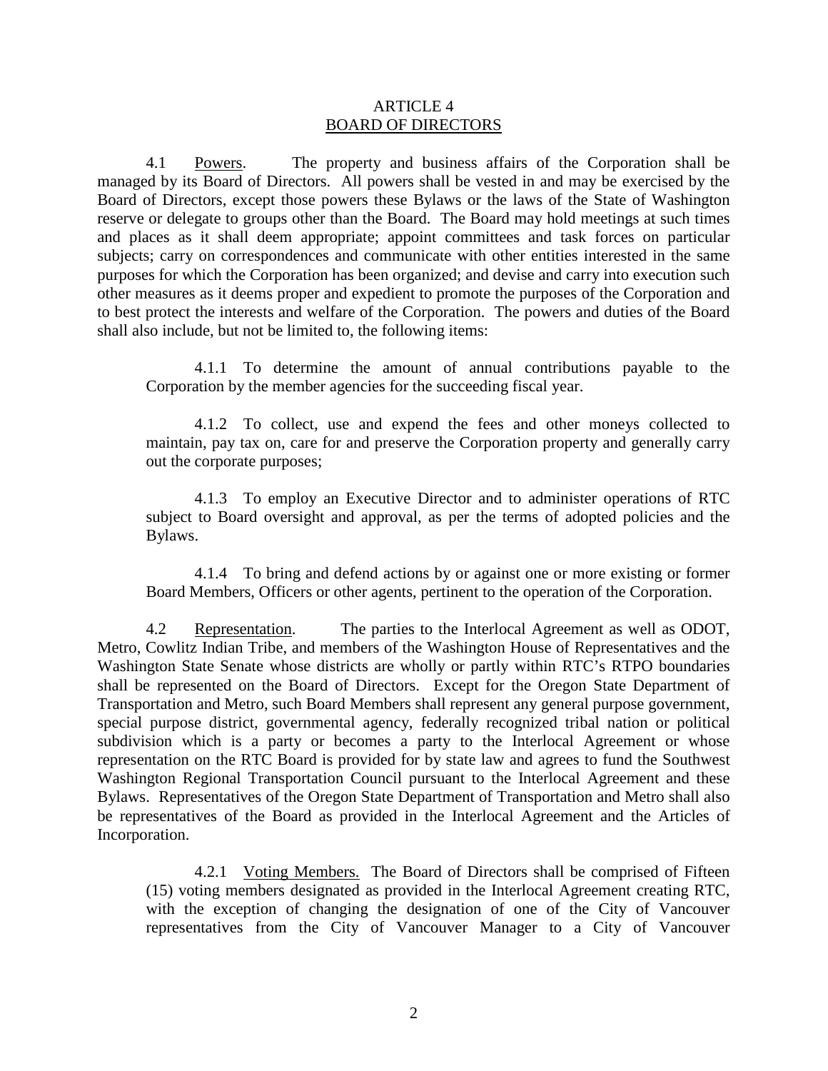## ARTICLE 4
## BOARD OF DIRECTORS

4.1 Powers. The property and business affairs of the Corporation shall be managed by its Board of Directors. All powers shall be vested in and may be exercised by the Board of Directors, except those powers these Bylaws or the laws of the State of Washington reserve or delegate to groups other than the Board. The Board may hold meetings at such times and places as it shall deem appropriate; appoint committees and task forces on particular subjects; carry on correspondences and communicate with other entities interested in the same purposes for which the Corporation has been organized; and devise and carry into execution such other measures as it deems proper and expedient to promote the purposes of the Corporation and to best protect the interests and welfare of the Corporation. The powers and duties of the Board shall also include, but not be limited to, the following items:

> 4.1.1 To determine the amount of annual contributions payable to the Corporation by the member agencies for the succeeding fiscal year.
>
> 4.1.2 To collect, use and expend the fees and other moneys collected to maintain, pay tax on, care for and preserve the Corporation property and generally carry out the corporate purposes;
>
> 4.1.3 To employ an Executive Director and to administer operations of RTC subject to Board oversight and approval, as per the terms of adopted policies and the Bylaws.
>
> 4.1.4 To bring and defend actions by or against one or more existing or former Board Members, Officers or other agents, pertinent to the operation of the Corporation.

4.2 Representation. The parties to the Interlocal Agreement as well as ODOT, Metro, Cowlitz Indian Tribe, and members of the Washington House of Representatives and the Washington State Senate whose districts are wholly or partly within RTC's RTPO boundaries shall be represented on the Board of Directors. Except for the Oregon State Department of Transportation and Metro, such Board Members shall represent any general purpose government, special purpose district, governmental agency, federally recognized tribal nation or political subdivision which is a party or becomes a party to the Interlocal Agreement or whose representation on the RTC Board is provided for by state law and agrees to fund the Southwest Washington Regional Transportation Council pursuant to the Interlocal Agreement and these Bylaws. Representatives of the Oregon State Department of Transportation and Metro shall also be representatives of the Board as provided in the Interlocal Agreement and the Articles of Incorporation.

> 4.2.1 Voting Members. The Board of Directors shall be comprised of Fifteen (15) voting members designated as provided in the Interlocal Agreement creating RTC, with the exception of changing the designation of one of the City of Vancouver representatives from the City of Vancouver Manager to a City of Vancouver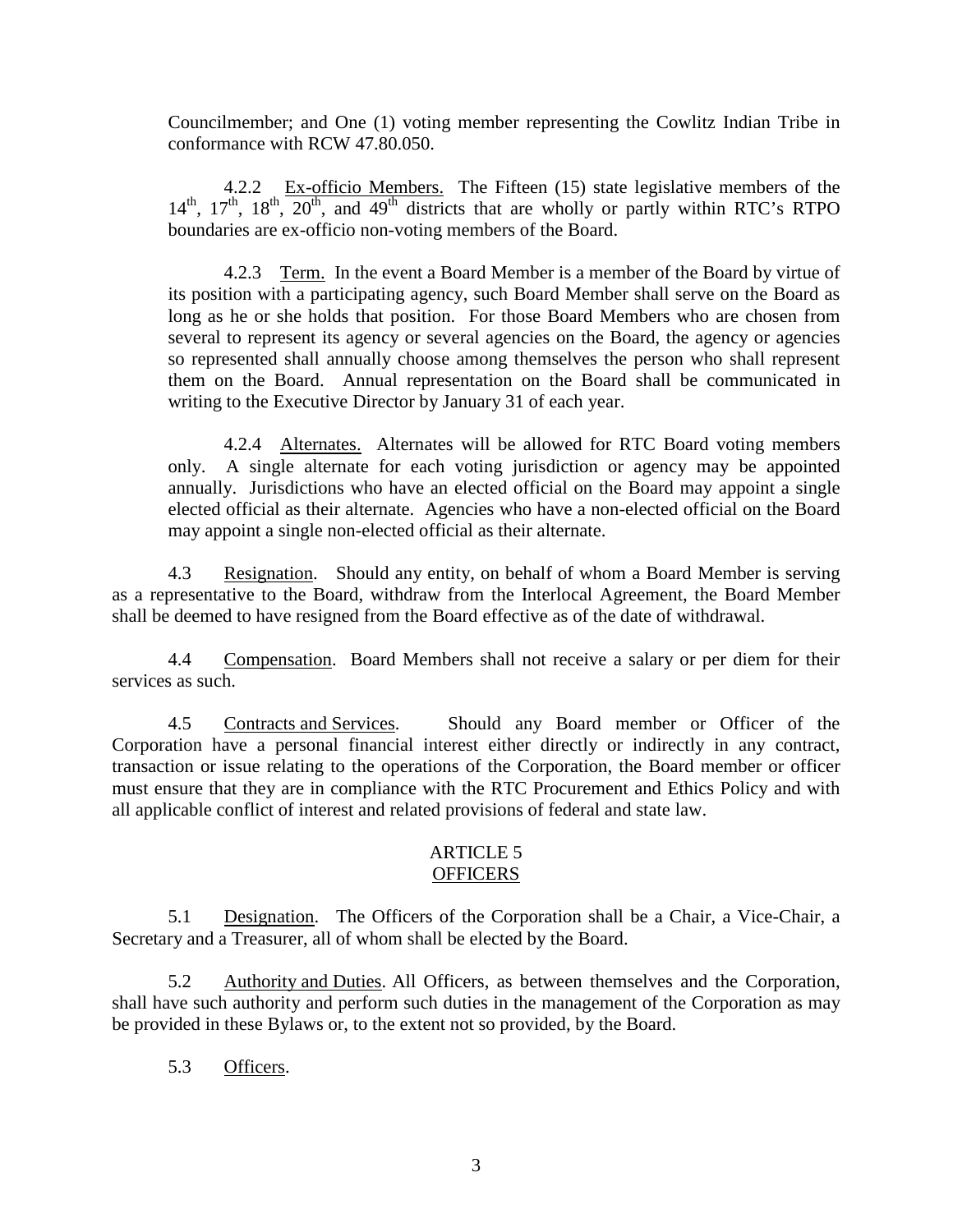Councilmember; and One (1) voting member representing the Cowlitz Indian Tribe in conformance with RCW 47.80.050.

4.2.2 Ex-officio Members. The Fifteen (15) state legislative members of the 14th, 17th, 18th, 20th, and 49th districts that are wholly or partly within RTC's RTPO boundaries are ex-officio non-voting members of the Board.

4.2.3 Term. In the event a Board Member is a member of the Board by virtue of its position with a participating agency, such Board Member shall serve on the Board as long as he or she holds that position. For those Board Members who are chosen from several to represent its agency or several agencies on the Board, the agency or agencies so represented shall annually choose among themselves the person who shall represent them on the Board. Annual representation on the Board shall be communicated in writing to the Executive Director by January 31 of each year.

4.2.4 Alternates. Alternates will be allowed for RTC Board voting members only. A single alternate for each voting jurisdiction or agency may be appointed annually. Jurisdictions who have an elected official on the Board may appoint a single elected official as their alternate. Agencies who have a non-elected official on the Board may appoint a single non-elected official as their alternate.

4.3 Resignation. Should any entity, on behalf of whom a Board Member is serving as a representative to the Board, withdraw from the Interlocal Agreement, the Board Member shall be deemed to have resigned from the Board effective as of the date of withdrawal.

4.4 Compensation. Board Members shall not receive a salary or per diem for their services as such.

4.5 Contracts and Services. Should any Board member or Officer of the Corporation have a personal financial interest either directly or indirectly in any contract, transaction or issue relating to the operations of the Corporation, the Board member or officer must ensure that they are in compliance with the RTC Procurement and Ethics Policy and with all applicable conflict of interest and related provisions of federal and state law.

## ARTICLE 5
## OFFICERS

5.1 Designation. The Officers of the Corporation shall be a Chair, a Vice-Chair, a Secretary and a Treasurer, all of whom shall be elected by the Board.

5.2 Authority and Duties. All Officers, as between themselves and the Corporation, shall have such authority and perform such duties in the management of the Corporation as may be provided in these Bylaws or, to the extent not so provided, by the Board.

5.3 Officers.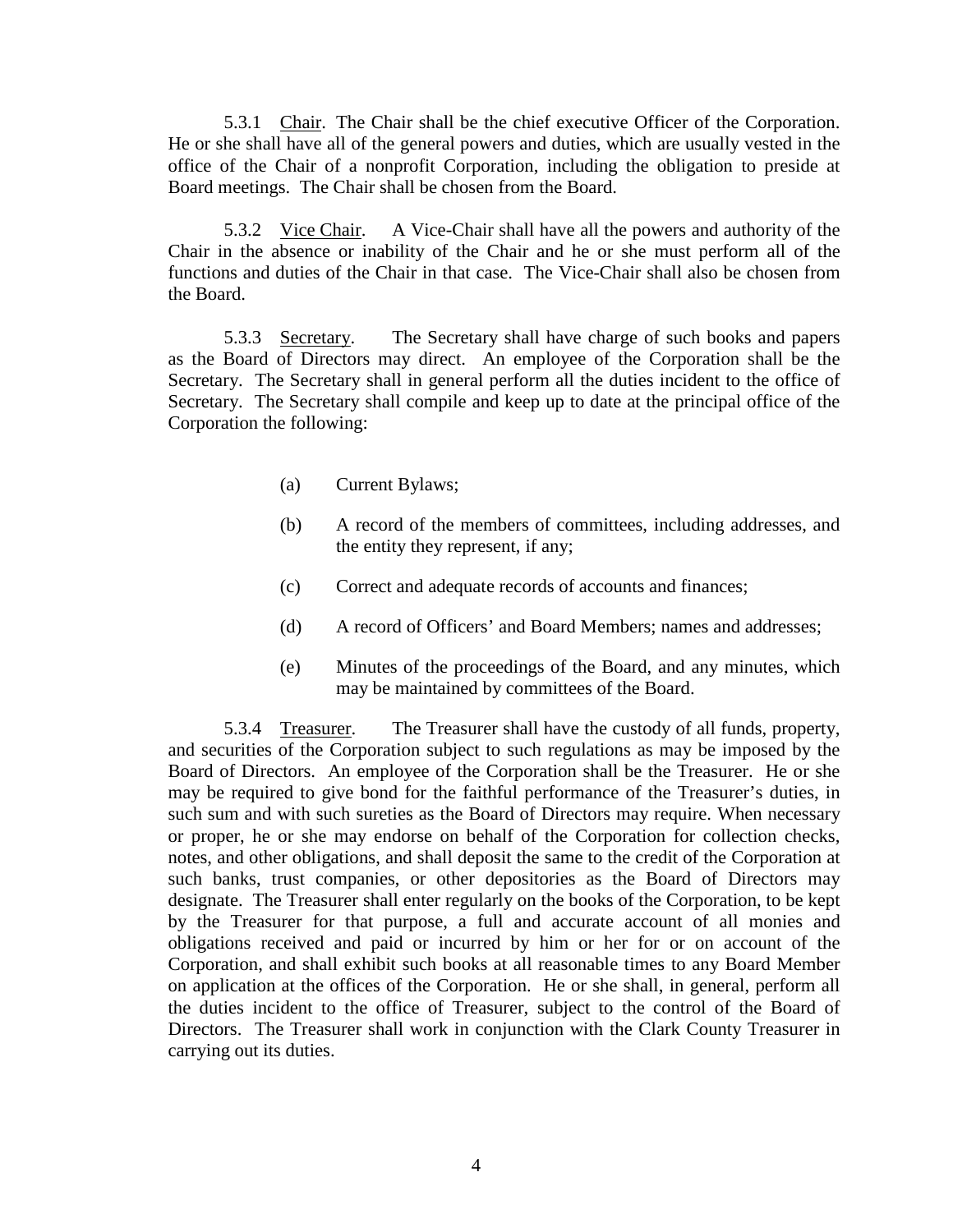5.3.1 Chair. The Chair shall be the chief executive Officer of the Corporation. He or she shall have all of the general powers and duties, which are usually vested in the office of the Chair of a nonprofit Corporation, including the obligation to preside at Board meetings. The Chair shall be chosen from the Board.

5.3.2 Vice Chair. A Vice-Chair shall have all the powers and authority of the Chair in the absence or inability of the Chair and he or she must perform all of the functions and duties of the Chair in that case. The Vice-Chair shall also be chosen from the Board.

5.3.3 Secretary. The Secretary shall have charge of such books and papers as the Board of Directors may direct. An employee of the Corporation shall be the Secretary. The Secretary shall in general perform all the duties incident to the office of Secretary. The Secretary shall compile and keep up to date at the principal office of the Corporation the following:

(a) Current Bylaws;

(b) A record of the members of committees, including addresses, and the entity they represent, if any;

(c) Correct and adequate records of accounts and finances;

(d) A record of Officers' and Board Members; names and addresses;

(e) Minutes of the proceedings of the Board, and any minutes, which may be maintained by committees of the Board.

5.3.4 Treasurer. The Treasurer shall have the custody of all funds, property, and securities of the Corporation subject to such regulations as may be imposed by the Board of Directors. An employee of the Corporation shall be the Treasurer. He or she may be required to give bond for the faithful performance of the Treasurer's duties, in such sum and with such sureties as the Board of Directors may require. When necessary or proper, he or she may endorse on behalf of the Corporation for collection checks, notes, and other obligations, and shall deposit the same to the credit of the Corporation at such banks, trust companies, or other depositories as the Board of Directors may designate. The Treasurer shall enter regularly on the books of the Corporation, to be kept by the Treasurer for that purpose, a full and accurate account of all monies and obligations received and paid or incurred by him or her for or on account of the Corporation, and shall exhibit such books at all reasonable times to any Board Member on application at the offices of the Corporation. He or she shall, in general, perform all the duties incident to the office of Treasurer, subject to the control of the Board of Directors. The Treasurer shall work in conjunction with the Clark County Treasurer in carrying out its duties.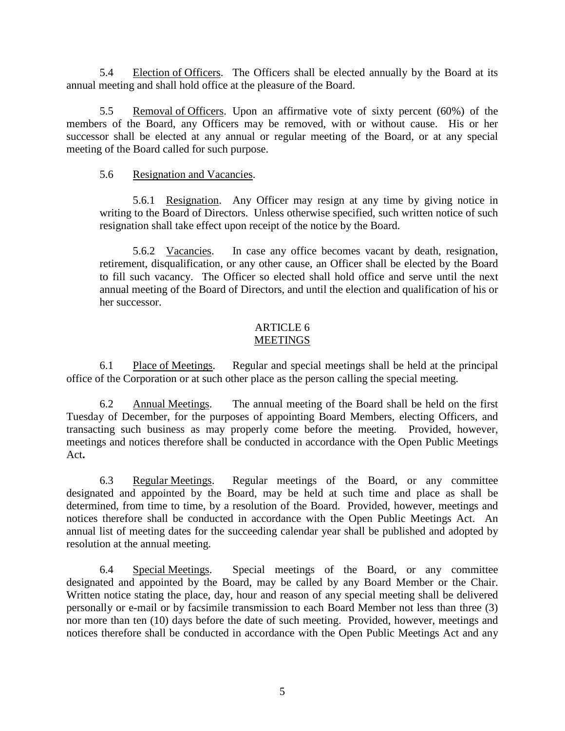5.4 Election of Officers. The Officers shall be elected annually by the Board at its annual meeting and shall hold office at the pleasure of the Board.

5.5 Removal of Officers. Upon an affirmative vote of sixty percent (60%) of the members of the Board, any Officers may be removed, with or without cause. His or her successor shall be elected at any annual or regular meeting of the Board, or at any special meeting of the Board called for such purpose.

5.6 Resignation and Vacancies.

> 5.6.1 Resignation. Any Officer may resign at any time by giving notice in writing to the Board of Directors. Unless otherwise specified, such written notice of such resignation shall take effect upon receipt of the notice by the Board.
>
> 5.6.2 Vacancies. In case any office becomes vacant by death, resignation, retirement, disqualification, or any other cause, an Officer shall be elected by the Board to fill such vacancy. The Officer so elected shall hold office and serve until the next annual meeting of the Board of Directors, and until the election and qualification of his or her successor.

## ARTICLE 6
## MEETINGS

6.1 Place of Meetings. Regular and special meetings shall be held at the principal office of the Corporation or at such other place as the person calling the special meeting.

6.2 Annual Meetings. The annual meeting of the Board shall be held on the first Tuesday of December, for the purposes of appointing Board Members, electing Officers, and transacting such business as may properly come before the meeting. Provided, however, meetings and notices therefore shall be conducted in accordance with the Open Public Meetings Act**.**

6.3 Regular Meetings. Regular meetings of the Board, or any committee designated and appointed by the Board, may be held at such time and place as shall be determined, from time to time, by a resolution of the Board. Provided, however, meetings and notices therefore shall be conducted in accordance with the Open Public Meetings Act. An annual list of meeting dates for the succeeding calendar year shall be published and adopted by resolution at the annual meeting.

6.4 Special Meetings. Special meetings of the Board, or any committee designated and appointed by the Board, may be called by any Board Member or the Chair. Written notice stating the place, day, hour and reason of any special meeting shall be delivered personally or e-mail or by facsimile transmission to each Board Member not less than three (3) nor more than ten (10) days before the date of such meeting. Provided, however, meetings and notices therefore shall be conducted in accordance with the Open Public Meetings Act and any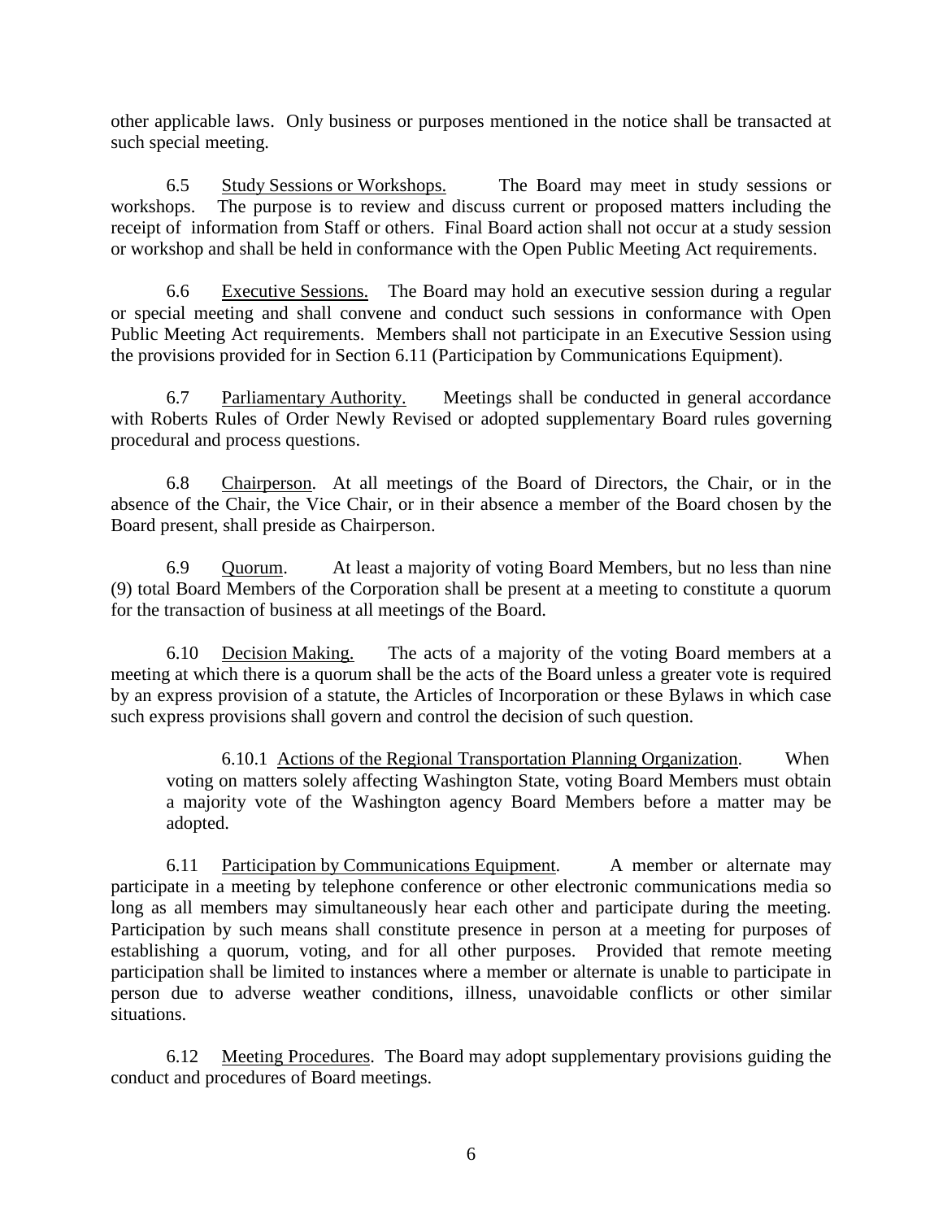other applicable laws. Only business or purposes mentioned in the notice shall be transacted at such special meeting.

6.5 Study Sessions or Workshops. The Board may meet in study sessions or workshops. The purpose is to review and discuss current or proposed matters including the receipt of information from Staff or others. Final Board action shall not occur at a study session or workshop and shall be held in conformance with the Open Public Meeting Act requirements.

6.6 Executive Sessions. The Board may hold an executive session during a regular or special meeting and shall convene and conduct such sessions in conformance with Open Public Meeting Act requirements. Members shall not participate in an Executive Session using the provisions provided for in Section 6.11 (Participation by Communications Equipment).

6.7 Parliamentary Authority. Meetings shall be conducted in general accordance with Roberts Rules of Order Newly Revised or adopted supplementary Board rules governing procedural and process questions.

6.8 Chairperson. At all meetings of the Board of Directors, the Chair, or in the absence of the Chair, the Vice Chair, or in their absence a member of the Board chosen by the Board present, shall preside as Chairperson.

6.9 Quorum. At least a majority of voting Board Members, but no less than nine (9) total Board Members of the Corporation shall be present at a meeting to constitute a quorum for the transaction of business at all meetings of the Board.

6.10 Decision Making. The acts of a majority of the voting Board members at a meeting at which there is a quorum shall be the acts of the Board unless a greater vote is required by an express provision of a statute, the Articles of Incorporation or these Bylaws in which case such express provisions shall govern and control the decision of such question.

6.10.1 Actions of the Regional Transportation Planning Organization. When voting on matters solely affecting Washington State, voting Board Members must obtain a majority vote of the Washington agency Board Members before a matter may be adopted.

6.11 Participation by Communications Equipment. A member or alternate may participate in a meeting by telephone conference or other electronic communications media so long as all members may simultaneously hear each other and participate during the meeting. Participation by such means shall constitute presence in person at a meeting for purposes of establishing a quorum, voting, and for all other purposes. Provided that remote meeting participation shall be limited to instances where a member or alternate is unable to participate in person due to adverse weather conditions, illness, unavoidable conflicts or other similar situations.

6.12 Meeting Procedures. The Board may adopt supplementary provisions guiding the conduct and procedures of Board meetings.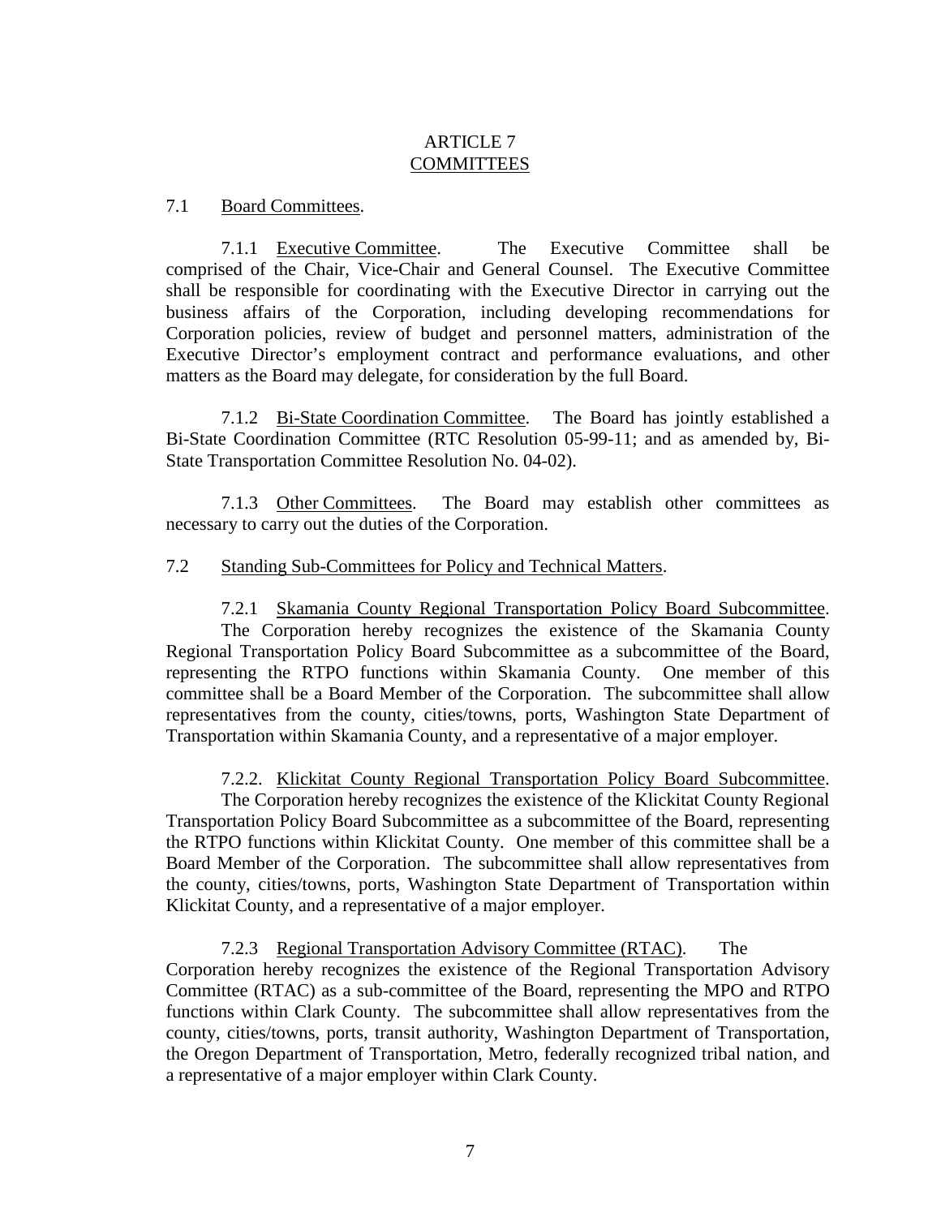# ARTICLE 7
## COMMITTEES

7.1 Board Committees.

7.1.1 Executive Committee. The Executive Committee shall be comprised of the Chair, Vice-Chair and General Counsel. The Executive Committee shall be responsible for coordinating with the Executive Director in carrying out the business affairs of the Corporation, including developing recommendations for Corporation policies, review of budget and personnel matters, administration of the Executive Director's employment contract and performance evaluations, and other matters as the Board may delegate, for consideration by the full Board.

7.1.2 Bi-State Coordination Committee. The Board has jointly established a Bi-State Coordination Committee (RTC Resolution 05-99-11; and as amended by, Bi-State Transportation Committee Resolution No. 04-02).

7.1.3 Other Committees. The Board may establish other committees as necessary to carry out the duties of the Corporation.

7.2 Standing Sub-Committees for Policy and Technical Matters.

7.2.1 Skamania County Regional Transportation Policy Board Subcommittee. The Corporation hereby recognizes the existence of the Skamania County Regional Transportation Policy Board Subcommittee as a subcommittee of the Board, representing the RTPO functions within Skamania County. One member of this committee shall be a Board Member of the Corporation. The subcommittee shall allow representatives from the county, cities/towns, ports, Washington State Department of Transportation within Skamania County, and a representative of a major employer.

7.2.2. Klickitat County Regional Transportation Policy Board Subcommittee. The Corporation hereby recognizes the existence of the Klickitat County Regional Transportation Policy Board Subcommittee as a subcommittee of the Board, representing the RTPO functions within Klickitat County. One member of this committee shall be a Board Member of the Corporation. The subcommittee shall allow representatives from the county, cities/towns, ports, Washington State Department of Transportation within Klickitat County, and a representative of a major employer.

7.2.3 Regional Transportation Advisory Committee (RTAC). The Corporation hereby recognizes the existence of the Regional Transportation Advisory Committee (RTAC) as a sub-committee of the Board, representing the MPO and RTPO functions within Clark County. The subcommittee shall allow representatives from the county, cities/towns, ports, transit authority, Washington Department of Transportation, the Oregon Department of Transportation, Metro, federally recognized tribal nation, and a representative of a major employer within Clark County.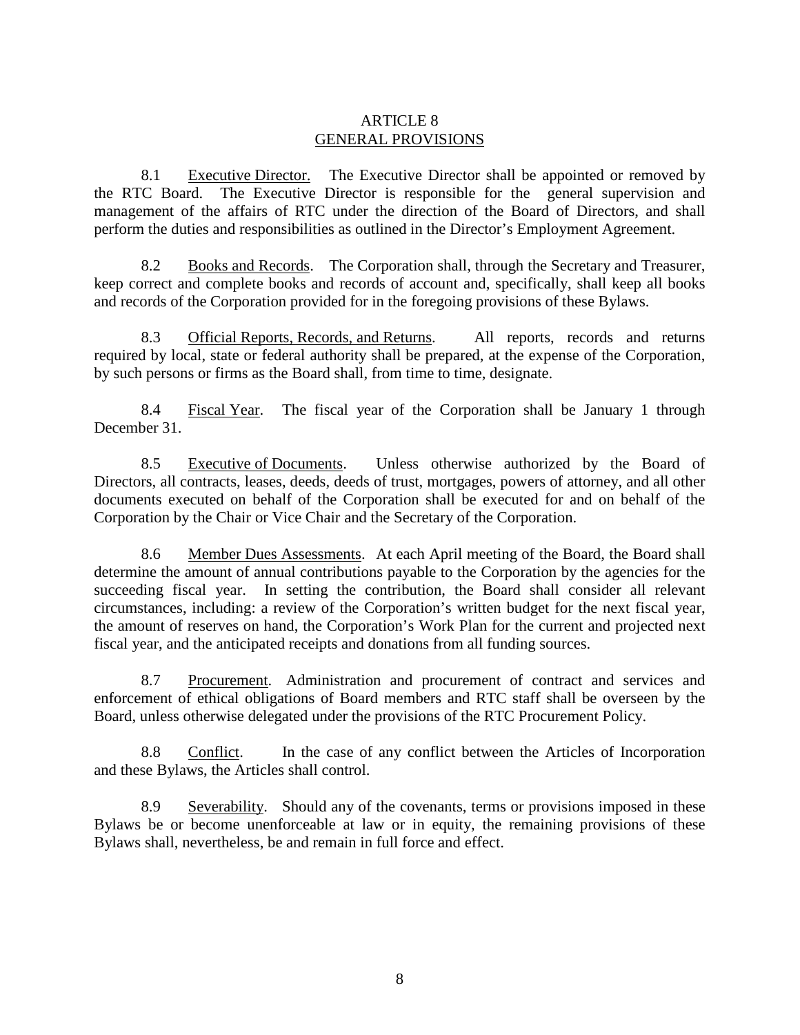# ARTICLE 8
## GENERAL PROVISIONS

8.1 Executive Director. The Executive Director shall be appointed or removed by the RTC Board. The Executive Director is responsible for the general supervision and management of the affairs of RTC under the direction of the Board of Directors, and shall perform the duties and responsibilities as outlined in the Director's Employment Agreement.

8.2 Books and Records. The Corporation shall, through the Secretary and Treasurer, keep correct and complete books and records of account and, specifically, shall keep all books and records of the Corporation provided for in the foregoing provisions of these Bylaws.

8.3 Official Reports, Records, and Returns. All reports, records and returns required by local, state or federal authority shall be prepared, at the expense of the Corporation, by such persons or firms as the Board shall, from time to time, designate.

8.4 Fiscal Year. The fiscal year of the Corporation shall be January 1 through December 31.

8.5 Executive of Documents. Unless otherwise authorized by the Board of Directors, all contracts, leases, deeds, deeds of trust, mortgages, powers of attorney, and all other documents executed on behalf of the Corporation shall be executed for and on behalf of the Corporation by the Chair or Vice Chair and the Secretary of the Corporation.

8.6 Member Dues Assessments. At each April meeting of the Board, the Board shall determine the amount of annual contributions payable to the Corporation by the agencies for the succeeding fiscal year. In setting the contribution, the Board shall consider all relevant circumstances, including: a review of the Corporation's written budget for the next fiscal year, the amount of reserves on hand, the Corporation's Work Plan for the current and projected next fiscal year, and the anticipated receipts and donations from all funding sources.

8.7 Procurement. Administration and procurement of contract and services and enforcement of ethical obligations of Board members and RTC staff shall be overseen by the Board, unless otherwise delegated under the provisions of the RTC Procurement Policy.

8.8 Conflict. In the case of any conflict between the Articles of Incorporation and these Bylaws, the Articles shall control.

8.9 Severability. Should any of the covenants, terms or provisions imposed in these Bylaws be or become unenforceable at law or in equity, the remaining provisions of these Bylaws shall, nevertheless, be and remain in full force and effect.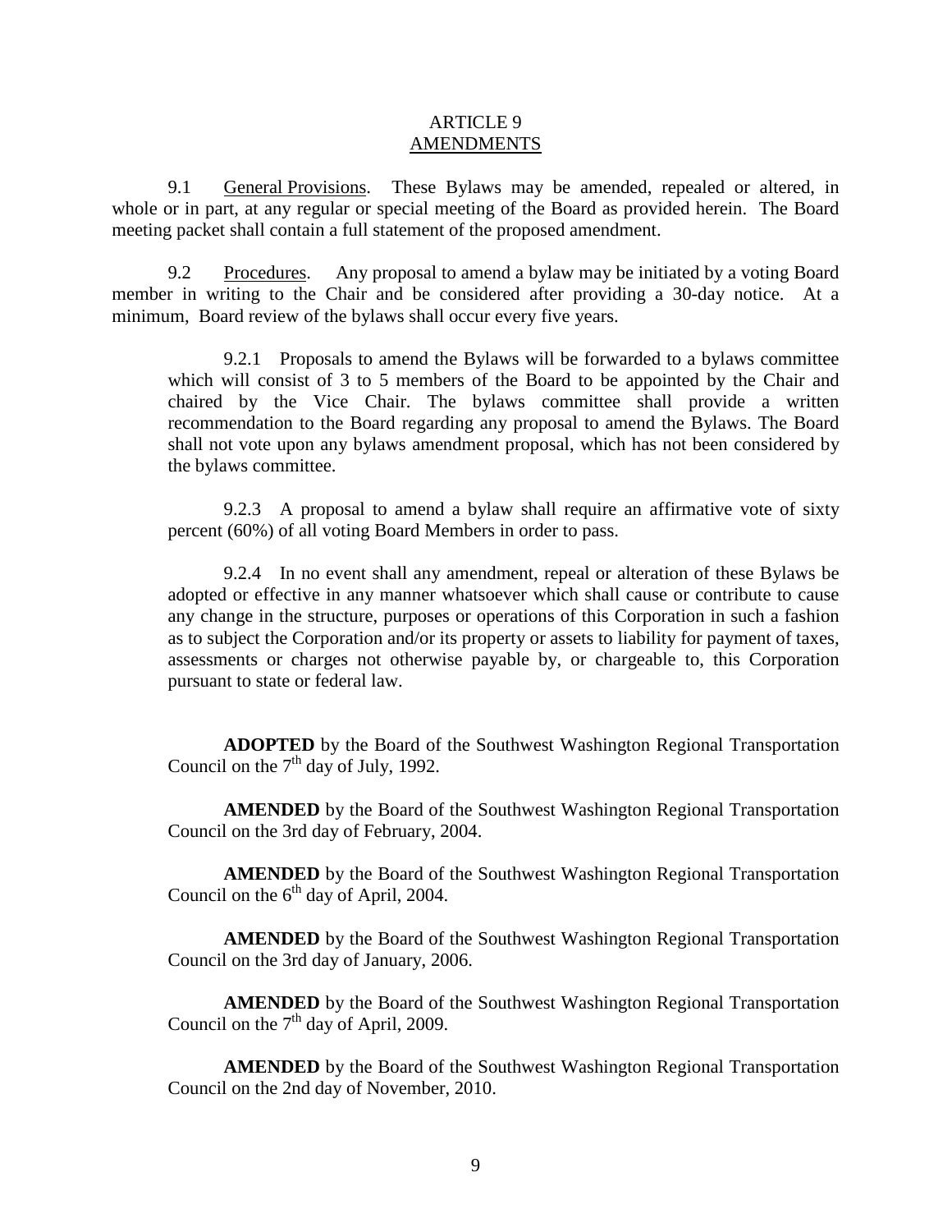# ARTICLE 9
## AMENDMENTS

9.1 General Provisions. These Bylaws may be amended, repealed or altered, in whole or in part, at any regular or special meeting of the Board as provided herein. The Board meeting packet shall contain a full statement of the proposed amendment.

9.2 Procedures. Any proposal to amend a bylaw may be initiated by a voting Board member in writing to the Chair and be considered after providing a 30-day notice. At a minimum, Board review of the bylaws shall occur every five years.

> 9.2.1 Proposals to amend the Bylaws will be forwarded to a bylaws committee which will consist of 3 to 5 members of the Board to be appointed by the Chair and chaired by the Vice Chair. The bylaws committee shall provide a written recommendation to the Board regarding any proposal to amend the Bylaws. The Board shall not vote upon any bylaws amendment proposal, which has not been considered by the bylaws committee.
>
> 9.2.3 A proposal to amend a bylaw shall require an affirmative vote of sixty percent (60%) of all voting Board Members in order to pass.
>
> 9.2.4 In no event shall any amendment, repeal or alteration of these Bylaws be adopted or effective in any manner whatsoever which shall cause or contribute to cause any change in the structure, purposes or operations of this Corporation in such a fashion as to subject the Corporation and/or its property or assets to liability for payment of taxes, assessments or charges not otherwise payable by, or chargeable to, this Corporation pursuant to state or federal law.

**ADOPTED** by the Board of the Southwest Washington Regional Transportation Council on the 7th day of July, 1992.

**AMENDED** by the Board of the Southwest Washington Regional Transportation Council on the 3rd day of February, 2004.

**AMENDED** by the Board of the Southwest Washington Regional Transportation Council on the 6th day of April, 2004.

**AMENDED** by the Board of the Southwest Washington Regional Transportation Council on the 3rd day of January, 2006.

**AMENDED** by the Board of the Southwest Washington Regional Transportation Council on the 7th day of April, 2009.

**AMENDED** by the Board of the Southwest Washington Regional Transportation Council on the 2nd day of November, 2010.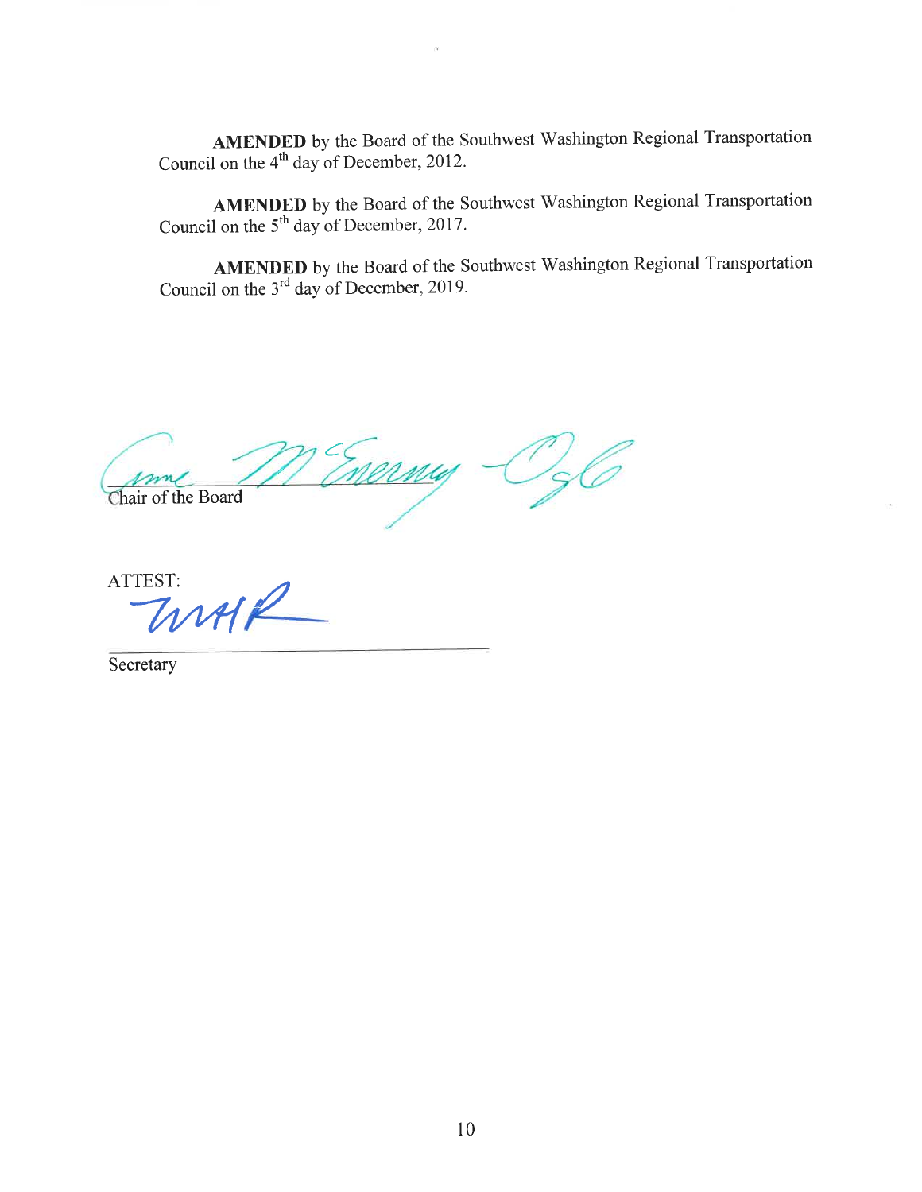**AMENDED** by the Board of the Southwest Washington Regional Transportation Council on the 4th day of December, 2012.

**AMENDED** by the Board of the Southwest Washington Regional Transportation Council on the 5th day of December, 2017.

**AMENDED** by the Board of the Southwest Washington Regional Transportation Council on the 3rd day of December, 2019.

Chair of the Board

ATTEST:

Secretary